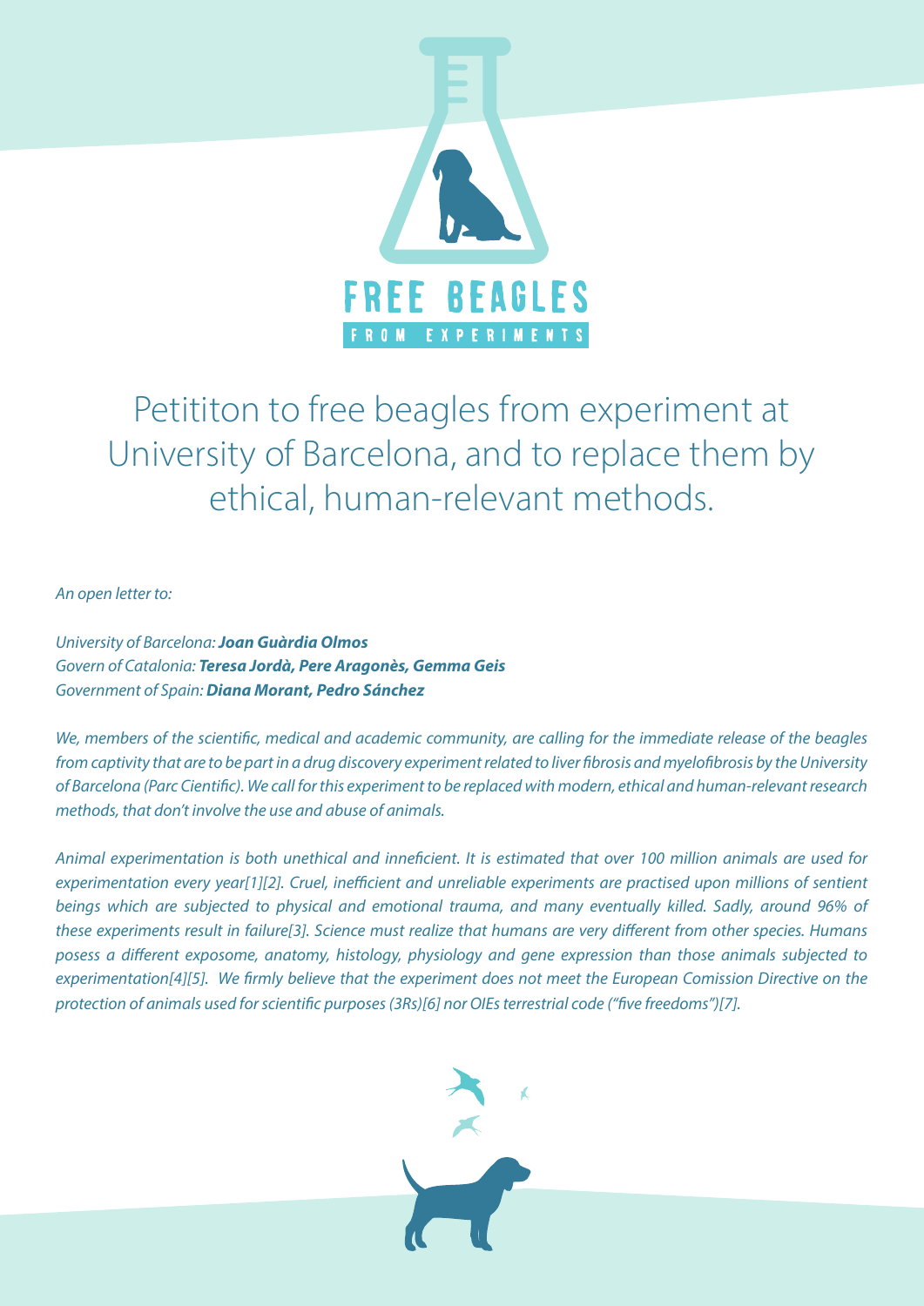FREE BEAGLES

FROM EXPERIMENTS

# Petititon to free beagles from experiment at University of Barcelona, and to replace them by ethical, human-relevant methods.

*An open letter to:*

*University of Barcelona:* ***Joan Guàrdia Olmos***
*Govern of Catalonia:* ***Teresa Jordà, Pere Aragonès, Gemma Geis***
*Government of Spain:* ***Diana Morant, Pedro Sánchez***

*We, members of the scientific, medical and academic community, are calling for the immediate release of the beagles from captivity that are to be part in a drug discovery experiment related to liver fibrosis and myelofibrosis by the University of Barcelona (Parc Cientific). We call for this experiment to be replaced with modern, ethical and human-relevant research methods, that don't involve the use and abuse of animals.*

*Animal experimentation is both unethical and inneficient. It is estimated that over 100 million animals are used for experimentation every year[1][2]. Cruel, inefficient and unreliable experiments are practised upon millions of sentient beings which are subjected to physical and emotional trauma, and many eventually killed. Sadly, around 96% of these experiments result in failure[3]. Science must realize that humans are very different from other species. Humans posess a different exposome, anatomy, histology, physiology and gene expression than those animals subjected to experimentation[4][5]. We firmly believe that the experiment does not meet the European Comission Directive on the protection of animals used for scientific purposes (3Rs)[6] nor OIEs terrestrial code ("five freedoms")[7].*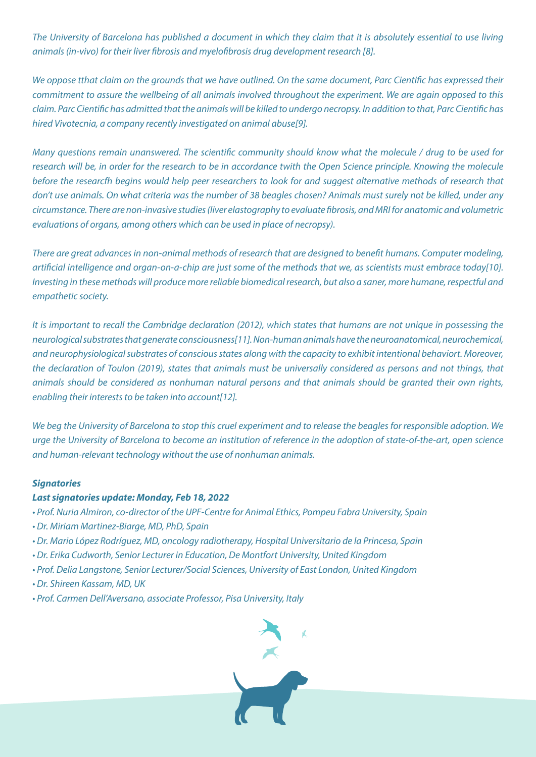*The University of Barcelona has published a document in which they claim that it is absolutely essential to use living animals (in-vivo) for their liver fibrosis and myelofibrosis drug development research [8].*

*We oppose tthat claim on the grounds that we have outlined. On the same document, Parc Cientific has expressed their commitment to assure the wellbeing of all animals involved throughout the experiment. We are again opposed to this claim. Parc Cientific has admitted that the animals will be killed to undergo necropsy. In addition to that, Parc Cientific has hired Vivotecnia, a company recently investigated on animal abuse[9].*

*Many questions remain unanswered. The scientific community should know what the molecule / drug to be used for research will be, in order for the research to be in accordance twith the Open Science principle. Knowing the molecule before the researcfh begins would help peer researchers to look for and suggest alternative methods of research that don't use animals. On what criteria was the number of 38 beagles chosen? Animals must surely not be killed, under any circumstance. There are non-invasive studies (liver elastography to evaluate fibrosis, and MRI for anatomic and volumetric evaluations of organs, among others which can be used in place of necropsy).*

*There are great advances in non-animal methods of research that are designed to benefit humans. Computer modeling, artificial intelligence and organ-on-a-chip are just some of the methods that we, as scientists must embrace today[10]. Investing in these methods will produce more reliable biomedical research, but also a saner, more humane, respectful and empathetic society.*

*It is important to recall the Cambridge declaration (2012), which states that humans are not unique in possessing the neurological substrates that generate consciousness[11]. Non-human animals have the neuroanatomical, neurochemical, and neurophysiological substrates of conscious states along with the capacity to exhibit intentional behaviort. Moreover, the declaration of Toulon (2019), states that animals must be universally considered as persons and not things, that animals should be considered as nonhuman natural persons and that animals should be granted their own rights, enabling their interests to be taken into account[12].*

*We beg the University of Barcelona to stop this cruel experiment and to release the beagles for responsible adoption. We urge the University of Barcelona to become an institution of reference in the adoption of state-of-the-art, open science and human-relevant technology without the use of nonhuman animals.*

***Signatories***

***Last signatories update: Monday, Feb 18, 2022***

- *Prof. Nuria Almiron, co-director of the UPF-Centre for Animal Ethics, Pompeu Fabra University, Spain*
- *Dr. Miriam Martinez-Biarge, MD, PhD, Spain*
- *Dr. Mario López Rodríguez, MD, oncology radiotherapy, Hospital Universitario de la Princesa, Spain*
- *Dr. Erika Cudworth, Senior Lecturer in Education, De Montfort University, United Kingdom*
- *Prof. Delia Langstone, Senior Lecturer/Social Sciences, University of East London, United Kingdom*
- *Dr. Shireen Kassam, MD, UK*
- *Prof. Carmen Dell'Aversano, associate Professor, Pisa University, Italy*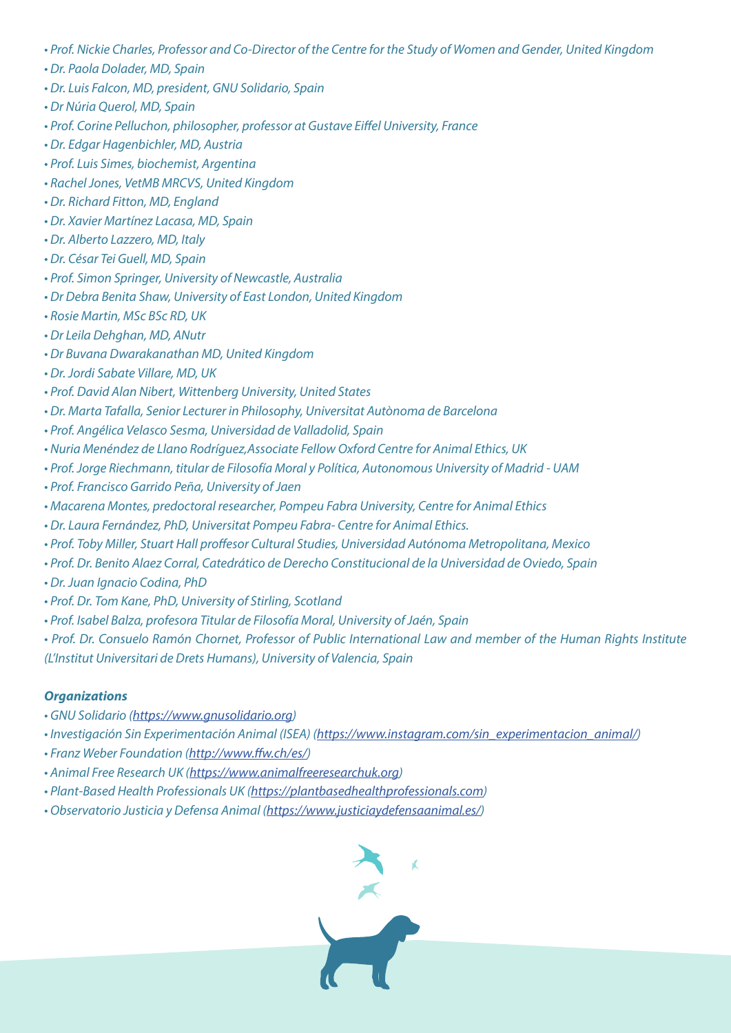- *Prof. Nickie Charles, Professor and Co-Director of the Centre for the Study of Women and Gender, United Kingdom*
- *Dr. Paola Dolader, MD, Spain*
- *Dr. Luis Falcon, MD, president, GNU Solidario, Spain*
- *Dr Núria Querol, MD, Spain*
- *Prof. Corine Pelluchon, philosopher, professor at Gustave Eiffel University, France*
- *Dr. Edgar Hagenbichler, MD, Austria*
- *Prof. Luis Simes, biochemist, Argentina*
- *Rachel Jones, VetMB MRCVS, United Kingdom*
- *Dr. Richard Fitton, MD, England*
- *Dr. Xavier Martínez Lacasa, MD, Spain*
- *Dr. Alberto Lazzero, MD, Italy*
- *Dr. César Tei Guell, MD, Spain*
- *Prof. Simon Springer, University of Newcastle, Australia*
- *Dr Debra Benita Shaw, University of East London, United Kingdom*
- *Rosie Martin, MSc BSc RD, UK*
- *Dr Leila Dehghan, MD, ANutr*
- *Dr Buvana Dwarakanathan MD, United Kingdom*
- *Dr. Jordi Sabate Villare, MD, UK*
- *Prof. David Alan Nibert, Wittenberg University, United States*
- *Dr. Marta Tafalla, Senior Lecturer in Philosophy, Universitat Autònoma de Barcelona*
- *Prof. Angélica Velasco Sesma, Universidad de Valladolid, Spain*
- *Nuria Menéndez de Llano Rodríguez,Associate Fellow Oxford Centre for Animal Ethics, UK*
- *Prof. Jorge Riechmann, titular de Filosofía Moral y Política, Autonomous University of Madrid - UAM*
- *Prof. Francisco Garrido Peña, University of Jaen*
- *Macarena Montes, predoctoral researcher, Pompeu Fabra University, Centre for Animal Ethics*
- *Dr. Laura Fernández, PhD, Universitat Pompeu Fabra- Centre for Animal Ethics.*
- *Prof. Toby Miller, Stuart Hall proffesor Cultural Studies, Universidad Autónoma Metropolitana, Mexico*
- *Prof. Dr. Benito Alaez Corral, Catedrático de Derecho Constitucional de la Universidad de Oviedo, Spain*
- *Dr. Juan Ignacio Codina, PhD*
- *Prof. Dr. Tom Kane, PhD, University of Stirling, Scotland*
- *Prof. Isabel Balza, profesora Titular de Filosofía Moral, University of Jaén, Spain*
- *Prof. Dr. Consuelo Ramón Chornet, Professor of Public International Law and member of the Human Rights Institute (L'Institut Universitari de Drets Humans), University of Valencia, Spain*

***Organizations***

- *GNU Solidario (https://www.gnusolidario.org)*
- *Investigación Sin Experimentación Animal (ISEA) (https://www.instagram.com/sin_experimentacion_animal/)*
- *Franz Weber Foundation (http://www.ffw.ch/es/)*
- *Animal Free Research UK (https://www.animalfreeresearchuk.org)*
- *Plant-Based Health Professionals UK (https://plantbasedhealthprofessionals.com)*
- *Observatorio Justicia y Defensa Animal (https://www.justiciaydefensaanimal.es/)*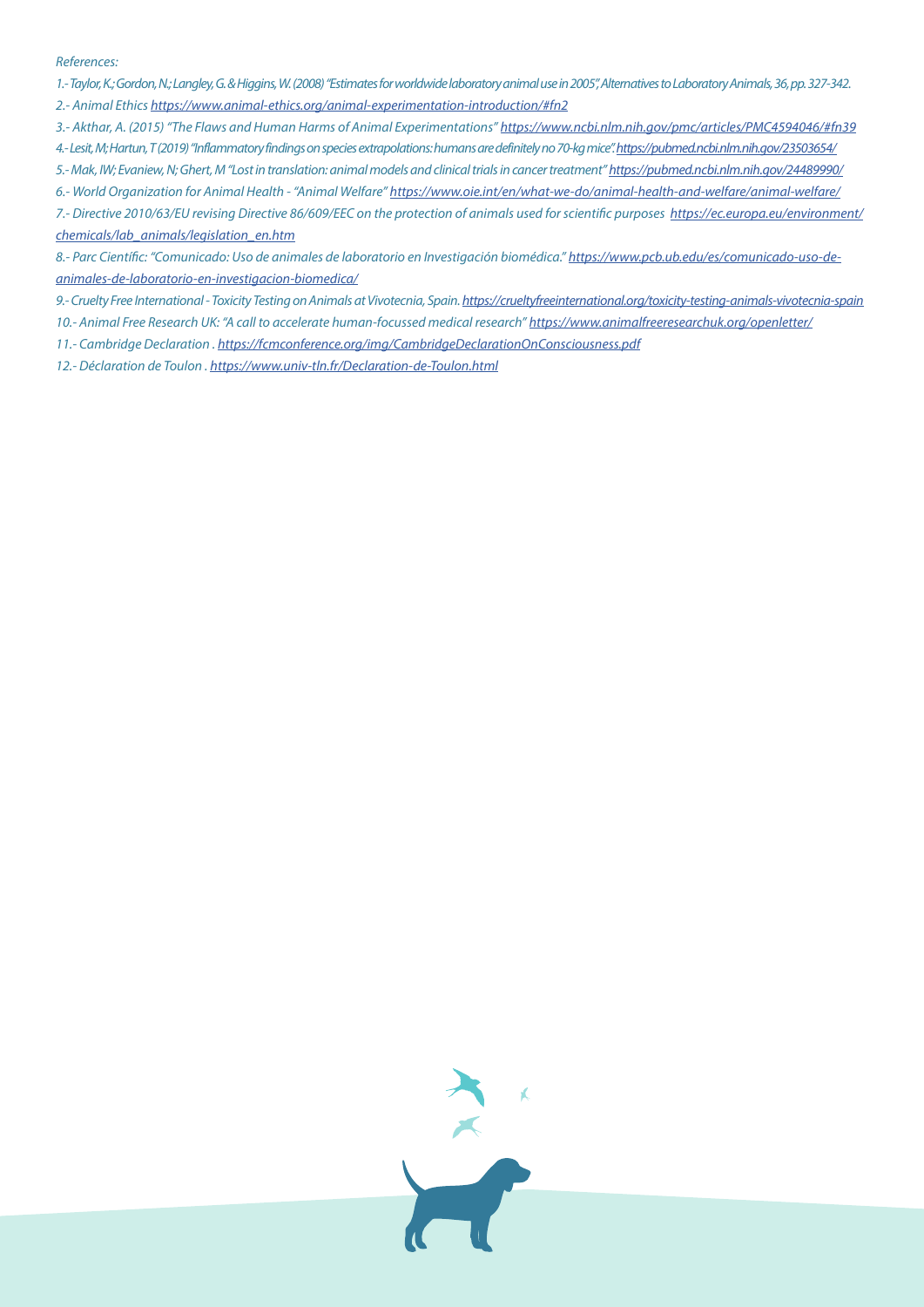*References:*

*1.- Taylor, K.; Gordon, N.; Langley, G. & Higgins, W. (2008) "Estimates for worldwide laboratory animal use in 2005", Alternatives to Laboratory Animals, 36, pp. 327-342.*

*2.- Animal Ethics [https://www.animal-ethics.org/animal-experimentation-introduction/#fn2](https://www.animal-ethics.org/animal-experimentation-introduction/#fn2)*

*3.- Akthar, A. (2015) "The Flaws and Human Harms of Animal Experimentations" [https://www.ncbi.nlm.nih.gov/pmc/articles/PMC4594046/#fn39](https://www.ncbi.nlm.nih.gov/pmc/articles/PMC4594046/#fn39)*

*4.- Lesit, M; Hartun, T (2019) "Inflammatory findings on species extrapolations: humans are definitely no 70-kg mice". [https://pubmed.ncbi.nlm.nih.gov/23503654/](https://pubmed.ncbi.nlm.nih.gov/23503654/)*

*5.- Mak, IW; Evaniew, N; Ghert, M "Lost in translation: animal models and clinical trials in cancer treatment" [https://pubmed.ncbi.nlm.nih.gov/24489990/](https://pubmed.ncbi.nlm.nih.gov/24489990/)*

*6.- World Organization for Animal Health - "Animal Welfare" [https://www.oie.int/en/what-we-do/animal-health-and-welfare/animal-welfare/](https://www.oie.int/en/what-we-do/animal-health-and-welfare/animal-welfare/)*

*7.- Directive 2010/63/EU revising Directive 86/609/EEC on the protection of animals used for scientific purposes [https://ec.europa.eu/environment/chemicals/lab_animals/legislation_en.htm](https://ec.europa.eu/environment/chemicals/lab_animals/legislation_en.htm)*

*8.- Parc Científic: "Comunicado: Uso de animales de laboratorio en Investigación biomédica." [https://www.pcb.ub.edu/es/comunicado-uso-de-animales-de-laboratorio-en-investigacion-biomedica/](https://www.pcb.ub.edu/es/comunicado-uso-de-animales-de-laboratorio-en-investigacion-biomedica/)*

*9.- Cruelty Free International - Toxicity Testing on Animals at Vivotecnia, Spain. [https://crueltyfreeinternational.org/toxicity-testing-animals-vivotecnia-spain](https://crueltyfreeinternational.org/toxicity-testing-animals-vivotecnia-spain)*

*10.- Animal Free Research UK: "A call to accelerate human-focussed medical research" [https://www.animalfreeresearchuk.org/openletter/](https://www.animalfreeresearchuk.org/openletter/)*

*11.- Cambridge Declaration . [https://fcmconference.org/img/CambridgeDeclarationOnConsciousness.pdf](https://fcmconference.org/img/CambridgeDeclarationOnConsciousness.pdf)*

*12.- Déclaration de Toulon . [https://www.univ-tln.fr/Declaration-de-Toulon.html](https://www.univ-tln.fr/Declaration-de-Toulon.html)*